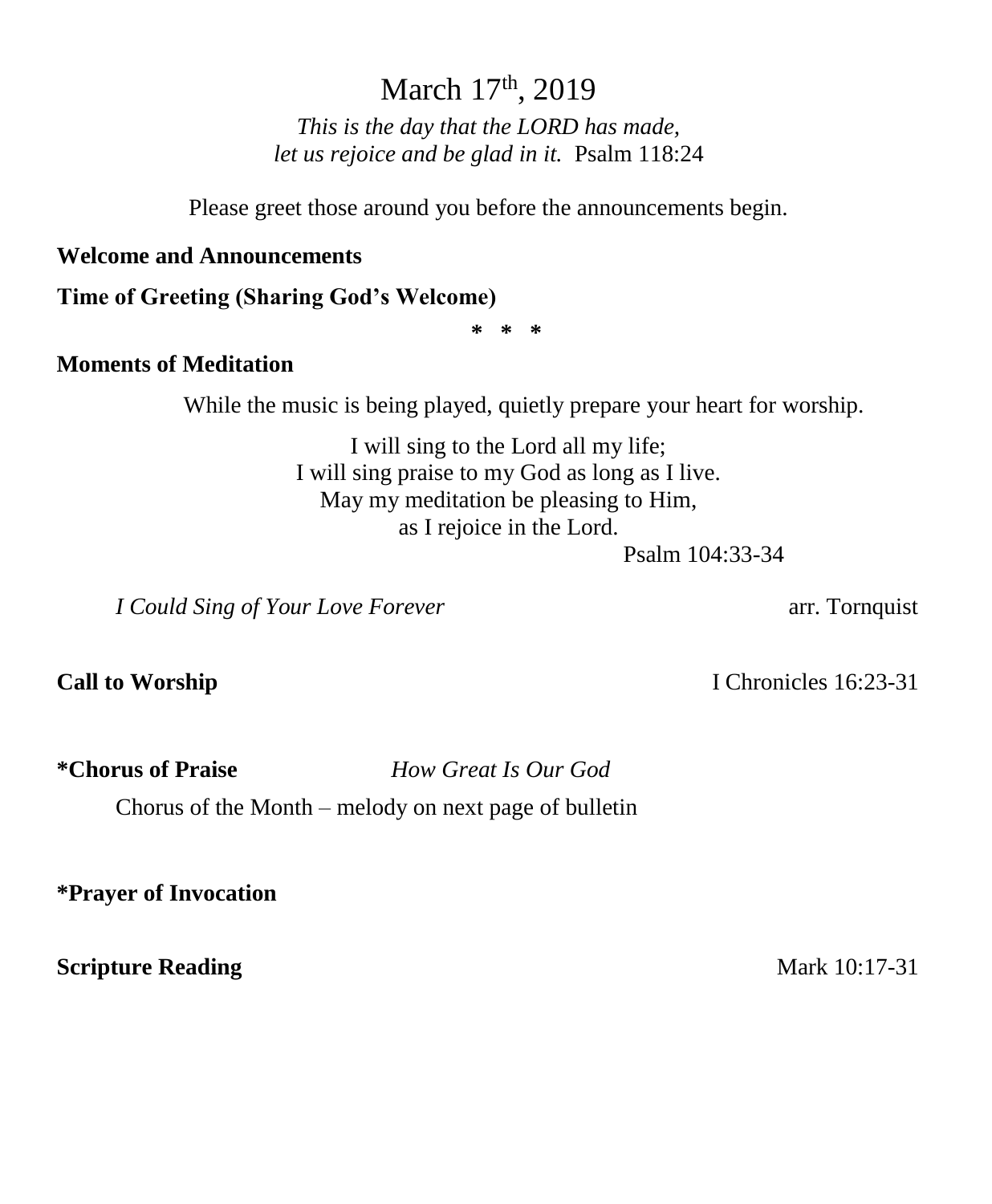# March 17th, 2019

*This is the day that the LORD has made,*
*let us rejoice and be glad in it.* Psalm 118:24

Please greet those around you before the announcements begin.

**Welcome and Announcements**

**Time of Greeting (Sharing God's Welcome)**

\* \* \*

**Moments of Meditation**

While the music is being played, quietly prepare your heart for worship.

I will sing to the Lord all my life;
I will sing praise to my God as long as I live.
May my meditation be pleasing to Him,
as I rejoice in the Lord.
Psalm 104:33-34

*I Could Sing of Your Love Forever* arr. Tornquist

**Call to Worship** I Chronicles 16:23-31

**\*Chorus of Praise** *How Great Is Our God*

Chorus of the Month – melody on next page of bulletin

**\*Prayer of Invocation**

**Scripture Reading** Mark 10:17-31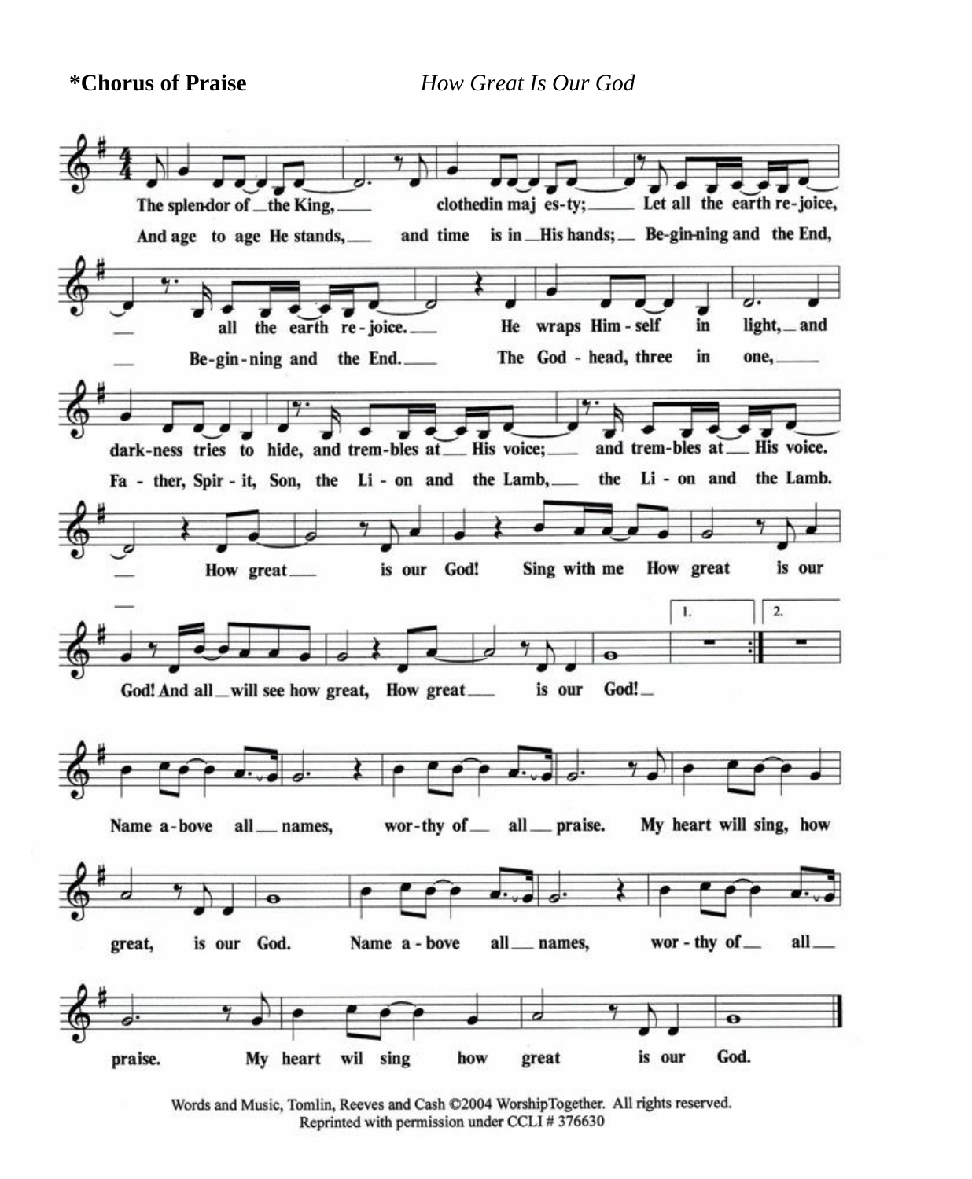**\*Chorus of Praise** *How Great Is Our God*

Words and Music, Tomlin, Reeves and Cash ©2004 WorshipTogether. All rights reserved.
Reprinted with permission under CCLI # 376630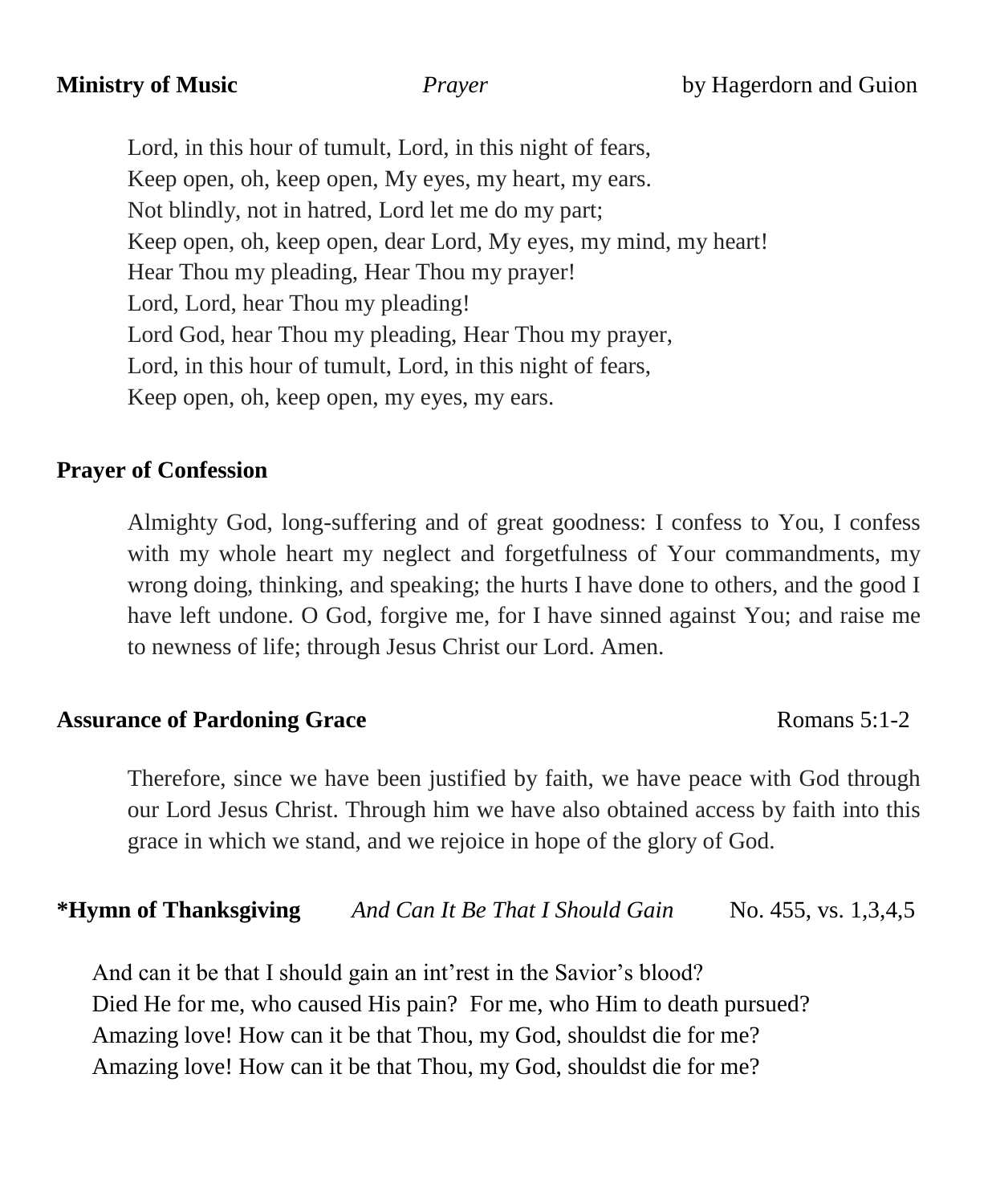**Ministry of Music** *Prayer* by Hagerdorn and Guion

Lord, in this hour of tumult, Lord, in this night of fears,
Keep open, oh, keep open, My eyes, my heart, my ears.
Not blindly, not in hatred, Lord let me do my part;
Keep open, oh, keep open, dear Lord, My eyes, my mind, my heart!
Hear Thou my pleading, Hear Thou my prayer!
Lord, Lord, hear Thou my pleading!
Lord God, hear Thou my pleading, Hear Thou my prayer,
Lord, in this hour of tumult, Lord, in this night of fears,
Keep open, oh, keep open, my eyes, my ears.

**Prayer of Confession**

Almighty God, long-suffering and of great goodness: I confess to You, I confess with my whole heart my neglect and forgetfulness of Your commandments, my wrong doing, thinking, and speaking; the hurts I have done to others, and the good I have left undone. O God, forgive me, for I have sinned against You; and raise me to newness of life; through Jesus Christ our Lord. Amen.

**Assurance of Pardoning Grace** Romans 5:1-2

Therefore, since we have been justified by faith, we have peace with God through our Lord Jesus Christ. Through him we have also obtained access by faith into this grace in which we stand, and we rejoice in hope of the glory of God.

**\*Hymn of Thanksgiving** *And Can It Be That I Should Gain* No. 455, vs. 1,3,4,5

And can it be that I should gain an int'rest in the Savior's blood?
Died He for me, who caused His pain? For me, who Him to death pursued?
Amazing love! How can it be that Thou, my God, shouldst die for me?
Amazing love! How can it be that Thou, my God, shouldst die for me?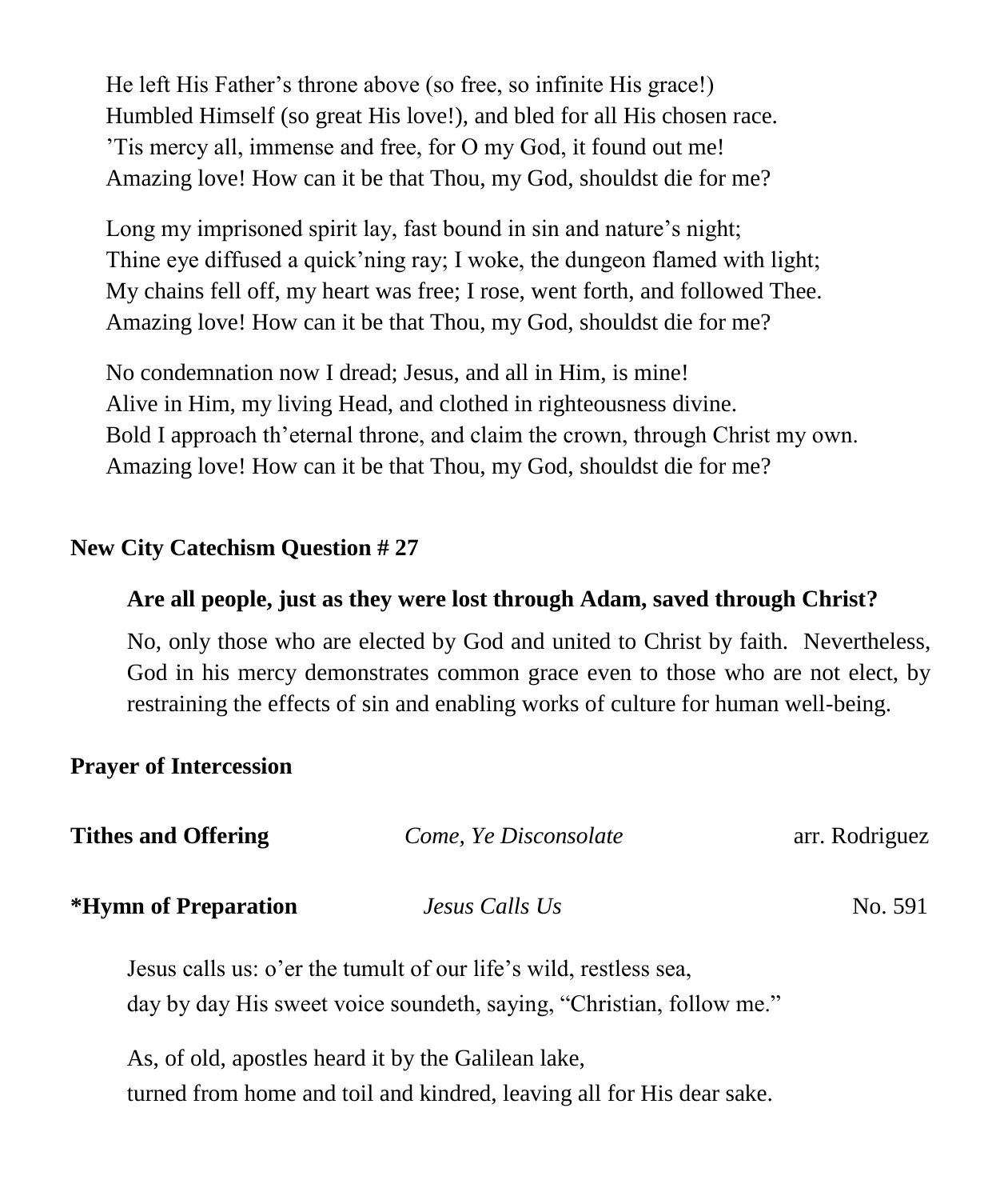He left His Father's throne above (so free, so infinite His grace!)
Humbled Himself (so great His love!), and bled for all His chosen race.
'Tis mercy all, immense and free, for O my God, it found out me!
Amazing love! How can it be that Thou, my God, shouldst die for me?

Long my imprisoned spirit lay, fast bound in sin and nature's night;
Thine eye diffused a quick'ning ray; I woke, the dungeon flamed with light;
My chains fell off, my heart was free; I rose, went forth, and followed Thee.
Amazing love! How can it be that Thou, my God, shouldst die for me?

No condemnation now I dread; Jesus, and all in Him, is mine!
Alive in Him, my living Head, and clothed in righteousness divine.
Bold I approach th'eternal throne, and claim the crown, through Christ my own.
Amazing love! How can it be that Thou, my God, shouldst die for me?

**New City Catechism Question # 27**

**Are all people, just as they were lost through Adam, saved through Christ?**

No, only those who are elected by God and united to Christ by faith. Nevertheless, God in his mercy demonstrates common grace even to those who are not elect, by restraining the effects of sin and enabling works of culture for human well-being.

**Prayer of Intercession**

**Tithes and Offering** *Come, Ye Disconsolate* arr. Rodriguez

**\*Hymn of Preparation** *Jesus Calls Us* No. 591

Jesus calls us: o'er the tumult of our life's wild, restless sea,
day by day His sweet voice soundeth, saying, "Christian, follow me."

As, of old, apostles heard it by the Galilean lake,
turned from home and toil and kindred, leaving all for His dear sake.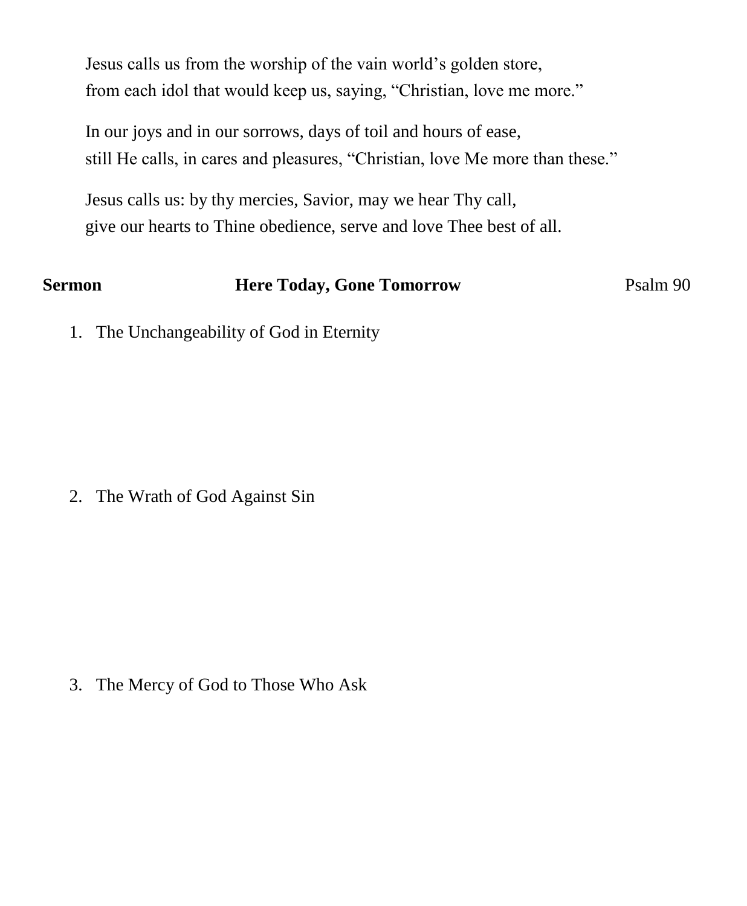Jesus calls us from the worship of the vain world's golden store,
from each idol that would keep us, saying, "Christian, love me more."

In our joys and in our sorrows, days of toil and hours of ease,
still He calls, in cares and pleasures, "Christian, love Me more than these."

Jesus calls us: by thy mercies, Savior, may we hear Thy call,
give our hearts to Thine obedience, serve and love Thee best of all.

**Sermon** **Here Today, Gone Tomorrow** Psalm 90

1. The Unchangeability of God in Eternity

2. The Wrath of God Against Sin

3. The Mercy of God to Those Who Ask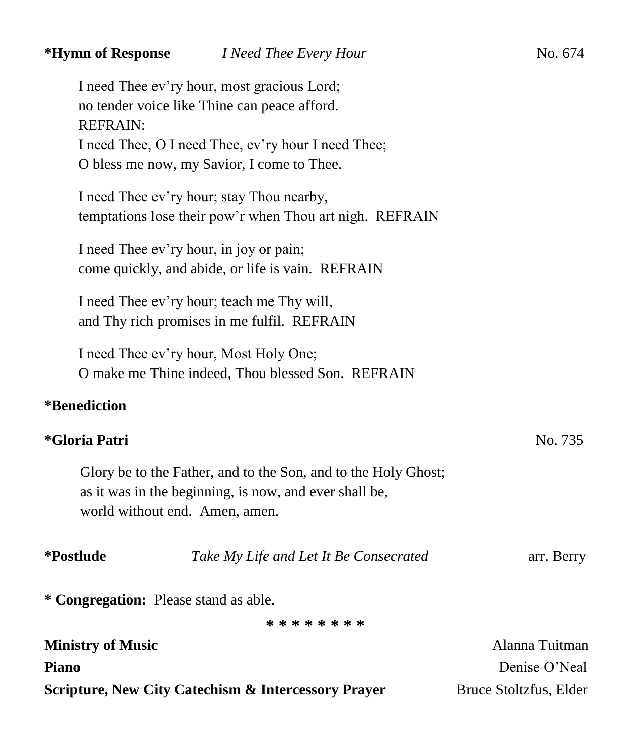**\*Hymn of Response** *I Need Thee Every Hour* No. 674

I need Thee ev'ry hour, most gracious Lord;
no tender voice like Thine can peace afford.
<u>REFRAIN</u>:
I need Thee, O I need Thee, ev'ry hour I need Thee;
O bless me now, my Savior, I come to Thee.

I need Thee ev'ry hour; stay Thou nearby,
temptations lose their pow'r when Thou art nigh. REFRAIN

I need Thee ev'ry hour, in joy or pain;
come quickly, and abide, or life is vain. REFRAIN

I need Thee ev'ry hour; teach me Thy will,
and Thy rich promises in me fulfil. REFRAIN

I need Thee ev'ry hour, Most Holy One;
O make me Thine indeed, Thou blessed Son. REFRAIN

**\*Benediction**

**\*Gloria Patri** No. 735

Glory be to the Father, and to the Son, and to the Holy Ghost;
as it was in the beginning, is now, and ever shall be,
world without end. Amen, amen.

**\*Postlude** *Take My Life and Let It Be Consecrated* arr. Berry

**\* Congregation:** Please stand as able.

\* \* \* \* \* \* \* \*

**Ministry of Music** Alanna Tuitman
**Piano** Denise O'Neal
**Scripture, New City Catechism & Intercessory Prayer** Bruce Stoltzfus, Elder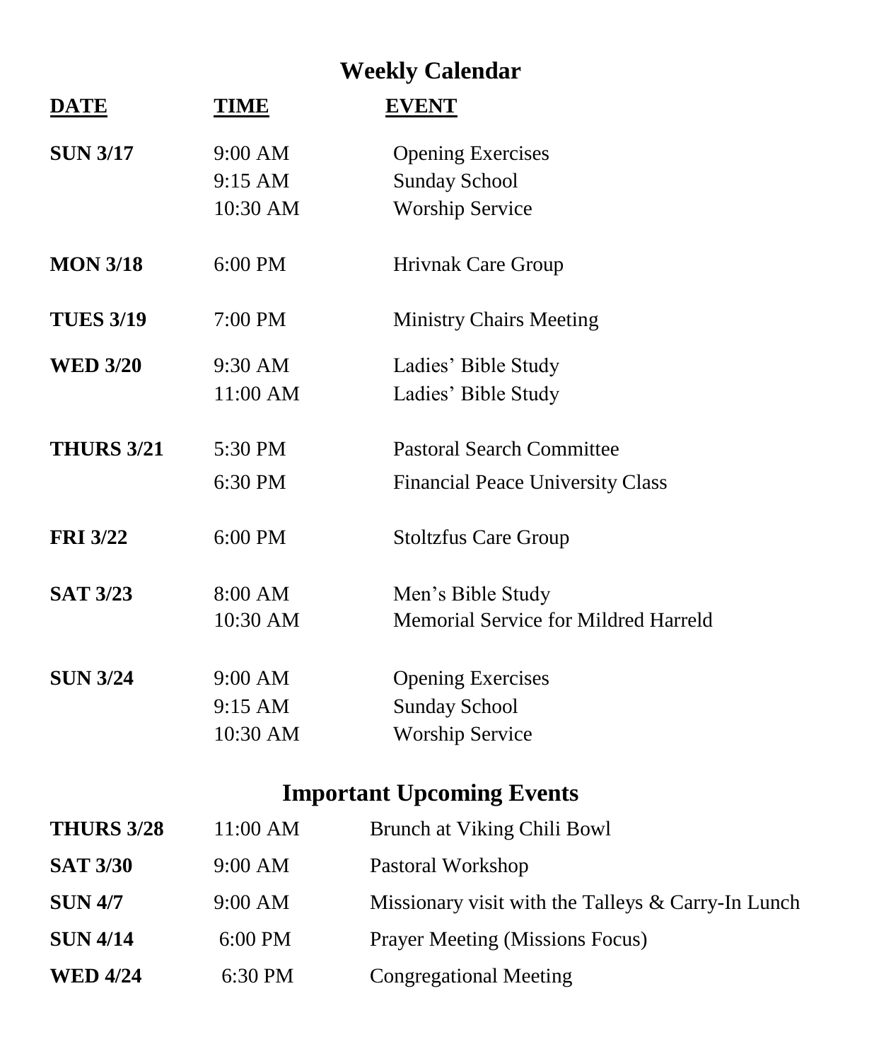## Weekly Calendar

| DATE | TIME | EVENT |
|---|---|---|
| **SUN 3/17** | 9:00 AM | Opening Exercises |
| | 9:15 AM | Sunday School |
| | 10:30 AM | Worship Service |
| **MON 3/18** | 6:00 PM | Hrivnak Care Group |
| **TUES 3/19** | 7:00 PM | Ministry Chairs Meeting |
| **WED 3/20** | 9:30 AM | Ladies' Bible Study |
| | 11:00 AM | Ladies' Bible Study |
| **THURS 3/21** | 5:30 PM | Pastoral Search Committee |
| | 6:30 PM | Financial Peace University Class |
| **FRI 3/22** | 6:00 PM | Stoltzfus Care Group |
| **SAT 3/23** | 8:00 AM | Men's Bible Study |
| | 10:30 AM | Memorial Service for Mildred Harreld |
| **SUN 3/24** | 9:00 AM | Opening Exercises |
| | 9:15 AM | Sunday School |
| | 10:30 AM | Worship Service |

## Important Upcoming Events

| | | |
|---|---|---|
| **THURS 3/28** | 11:00 AM | Brunch at Viking Chili Bowl |
| **SAT 3/30** | 9:00 AM | Pastoral Workshop |
| **SUN 4/7** | 9:00 AM | Missionary visit with the Talleys & Carry-In Lunch |
| **SUN 4/14** | 6:00 PM | Prayer Meeting (Missions Focus) |
| **WED 4/24** | 6:30 PM | Congregational Meeting |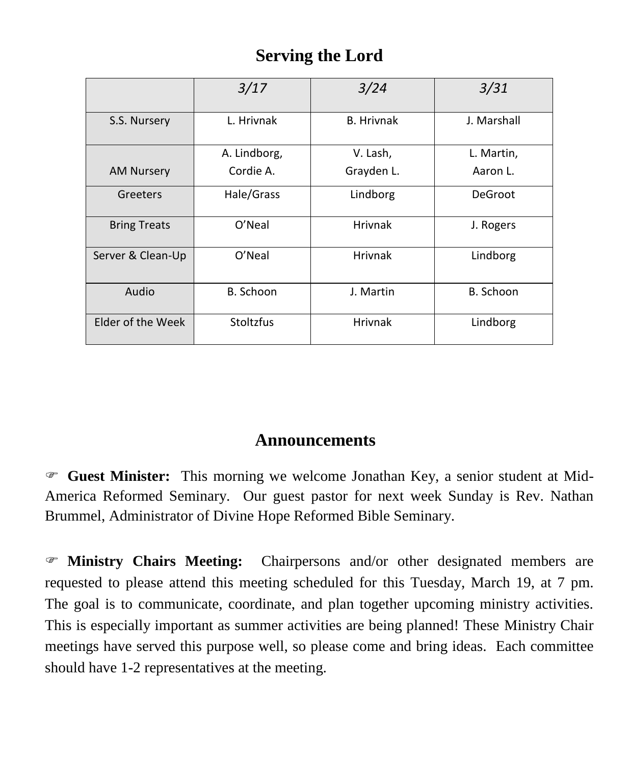## Serving the Lord

| | *3/17* | *3/24* | *3/31* |
|---|---|---|---|
| S.S. Nursery | L. Hrivnak | B. Hrivnak | J. Marshall |
| AM Nursery | A. Lindborg, Cordie A. | V. Lash, Grayden L. | L. Martin, Aaron L. |
| Greeters | Hale/Grass | Lindborg | DeGroot |
| Bring Treats | O'Neal | Hrivnak | J. Rogers |
| Server & Clean-Up | O'Neal | Hrivnak | Lindborg |
| Audio | B. Schoon | J. Martin | B. Schoon |
| Elder of the Week | Stoltzfus | Hrivnak | Lindborg |

## Announcements

☞ **Guest Minister:** This morning we welcome Jonathan Key, a senior student at Mid-America Reformed Seminary. Our guest pastor for next week Sunday is Rev. Nathan Brummel, Administrator of Divine Hope Reformed Bible Seminary.

☞ **Ministry Chairs Meeting:** Chairpersons and/or other designated members are requested to please attend this meeting scheduled for this Tuesday, March 19, at 7 pm. The goal is to communicate, coordinate, and plan together upcoming ministry activities. This is especially important as summer activities are being planned! These Ministry Chair meetings have served this purpose well, so please come and bring ideas. Each committee should have 1-2 representatives at the meeting.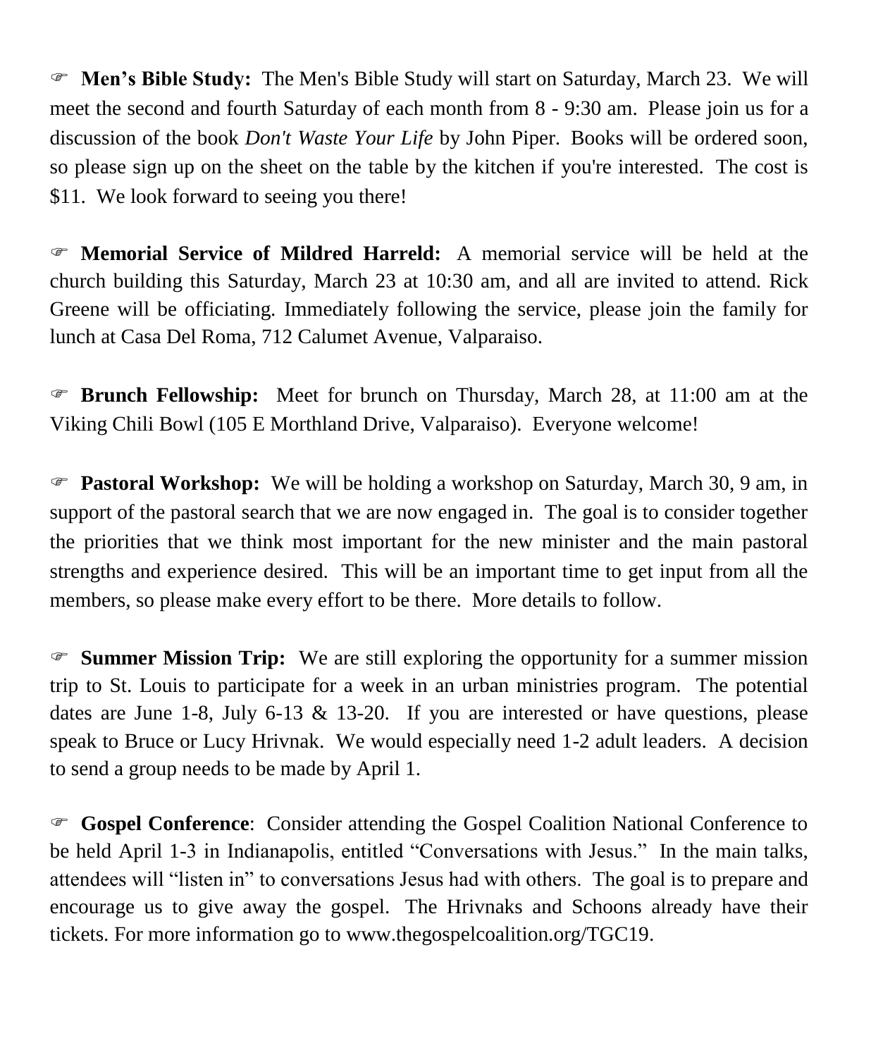☞ **Men's Bible Study:** The Men's Bible Study will start on Saturday, March 23. We will meet the second and fourth Saturday of each month from 8 - 9:30 am. Please join us for a discussion of the book *Don't Waste Your Life* by John Piper. Books will be ordered soon, so please sign up on the sheet on the table by the kitchen if you're interested. The cost is $11. We look forward to seeing you there!

☞ **Memorial Service of Mildred Harreld:** A memorial service will be held at the church building this Saturday, March 23 at 10:30 am, and all are invited to attend. Rick Greene will be officiating. Immediately following the service, please join the family for lunch at Casa Del Roma, 712 Calumet Avenue, Valparaiso.

☞ **Brunch Fellowship:** Meet for brunch on Thursday, March 28, at 11:00 am at the Viking Chili Bowl (105 E Morthland Drive, Valparaiso). Everyone welcome!

☞ **Pastoral Workshop:** We will be holding a workshop on Saturday, March 30, 9 am, in support of the pastoral search that we are now engaged in. The goal is to consider together the priorities that we think most important for the new minister and the main pastoral strengths and experience desired. This will be an important time to get input from all the members, so please make every effort to be there. More details to follow.

☞ **Summer Mission Trip:** We are still exploring the opportunity for a summer mission trip to St. Louis to participate for a week in an urban ministries program. The potential dates are June 1-8, July 6-13 & 13-20. If you are interested or have questions, please speak to Bruce or Lucy Hrivnak. We would especially need 1-2 adult leaders. A decision to send a group needs to be made by April 1.

☞ **Gospel Conference**: Consider attending the Gospel Coalition National Conference to be held April 1-3 in Indianapolis, entitled "Conversations with Jesus." In the main talks, attendees will "listen in" to conversations Jesus had with others. The goal is to prepare and encourage us to give away the gospel. The Hrivnaks and Schoons already have their tickets. For more information go to www.thegospelcoalition.org/TGC19.